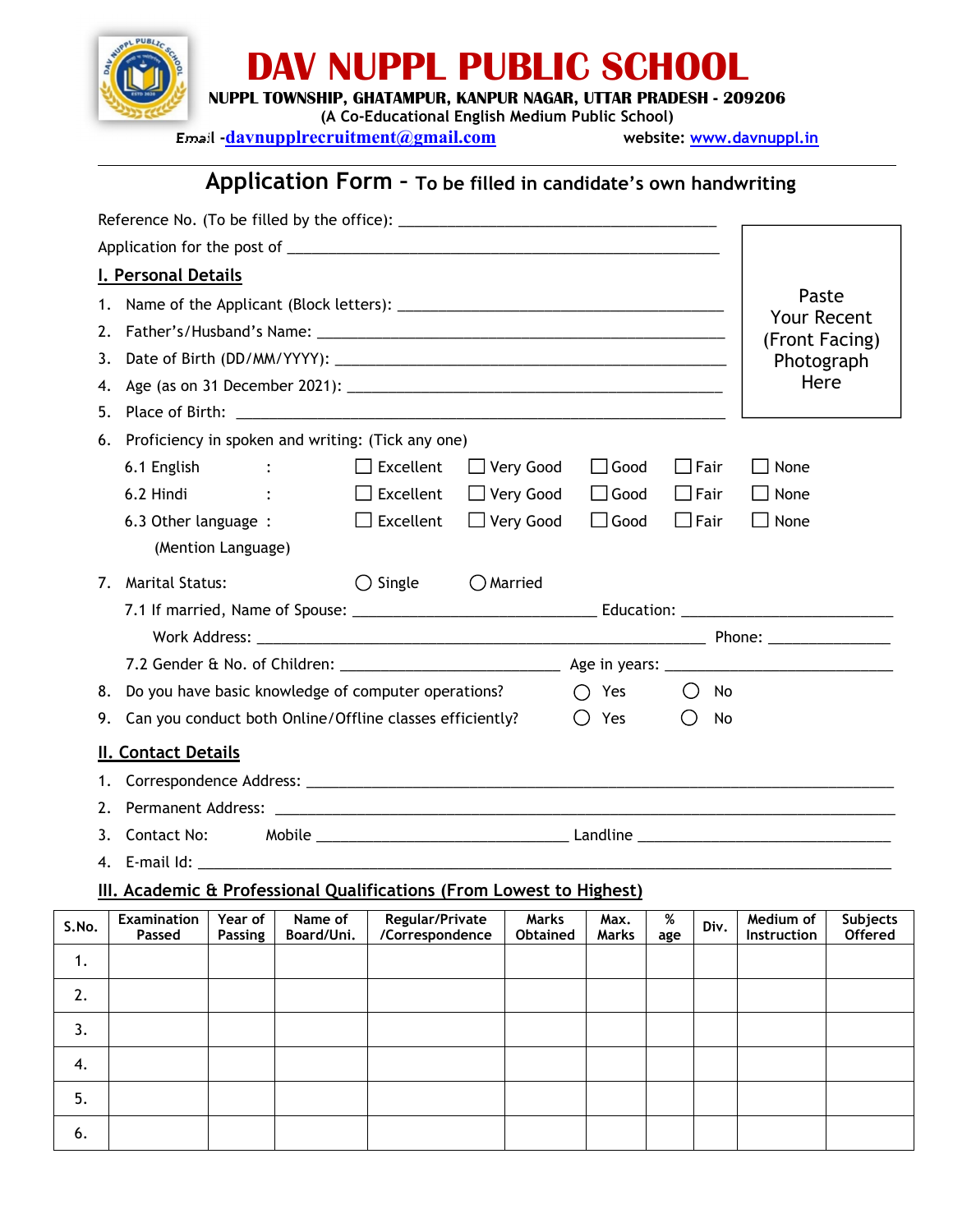# DAV NUPPL PUBLIC SCHOOL

**NUPPL TOWNSHIP, GHATAMPUR, KANPUR NAGAR, UTTAR PRADESH - 209206**

(A Co-Educational English Medium Public School)

Email -davnupplrecruitment@gmail.com website: www.davnuppl.in

## Application Form - To be filled in candidate's own handwriting

Reference No. (To be filled by the office): ________________________________

Application for the post of ________________________________

Paste Your Recent (Front Facing) Photograph Here

### I. Personal Details

1. Name of the Applicant (Block letters): ________________________________
2. Father's/Husband's Name: ________________________________
3. Date of Birth (DD/MM/YYYY): ________________________________
4. Age (as on 31 December 2021): ________________________________
5. Place of Birth: ________________________________
6. Proficiency in spoken and writing: (Tick any one)
   - 6.1 English : ☐ Excellent ☐ Very Good ☐ Good ☐ Fair ☐ None
   - 6.2 Hindi : ☐ Excellent ☐ Very Good ☐ Good ☐ Fair ☐ None
   - 6.3 Other language : ☐ Excellent ☐ Very Good ☐ Good ☐ Fair ☐ None
     (Mention Language)
7. Marital Status: ◯ Single ◯ Married
   - 7.1 If married, Name of Spouse: ____________________ Education: ____________________
     Work Address: ________________________________ Phone: ______________
   - 7.2 Gender & No. of Children: ____________________ Age in years: ____________________
8. Do you have basic knowledge of computer operations? ◯ Yes ◯ No
9. Can you conduct both Online/Offline classes efficiently? ◯ Yes ◯ No

### II. Contact Details

1. Correspondence Address: ________________________________
2. Permanent Address: ________________________________
3. Contact No: Mobile ____________________ Landline ____________________
4. E-mail Id: ________________________________

### III. Academic & Professional Qualifications (From Lowest to Highest)

| S.No. | Examination Passed | Year of Passing | Name of Board/Uni. | Regular/Private /Correspondence | Marks Obtained | Max. Marks | % age | Div. | Medium of Instruction | Subjects Offered |
|---|---|---|---|---|---|---|---|---|---|---|
| 1. | | | | | | | | | | |
| 2. | | | | | | | | | | |
| 3. | | | | | | | | | | |
| 4. | | | | | | | | | | |
| 5. | | | | | | | | | | |
| 6. | | | | | | | | | | |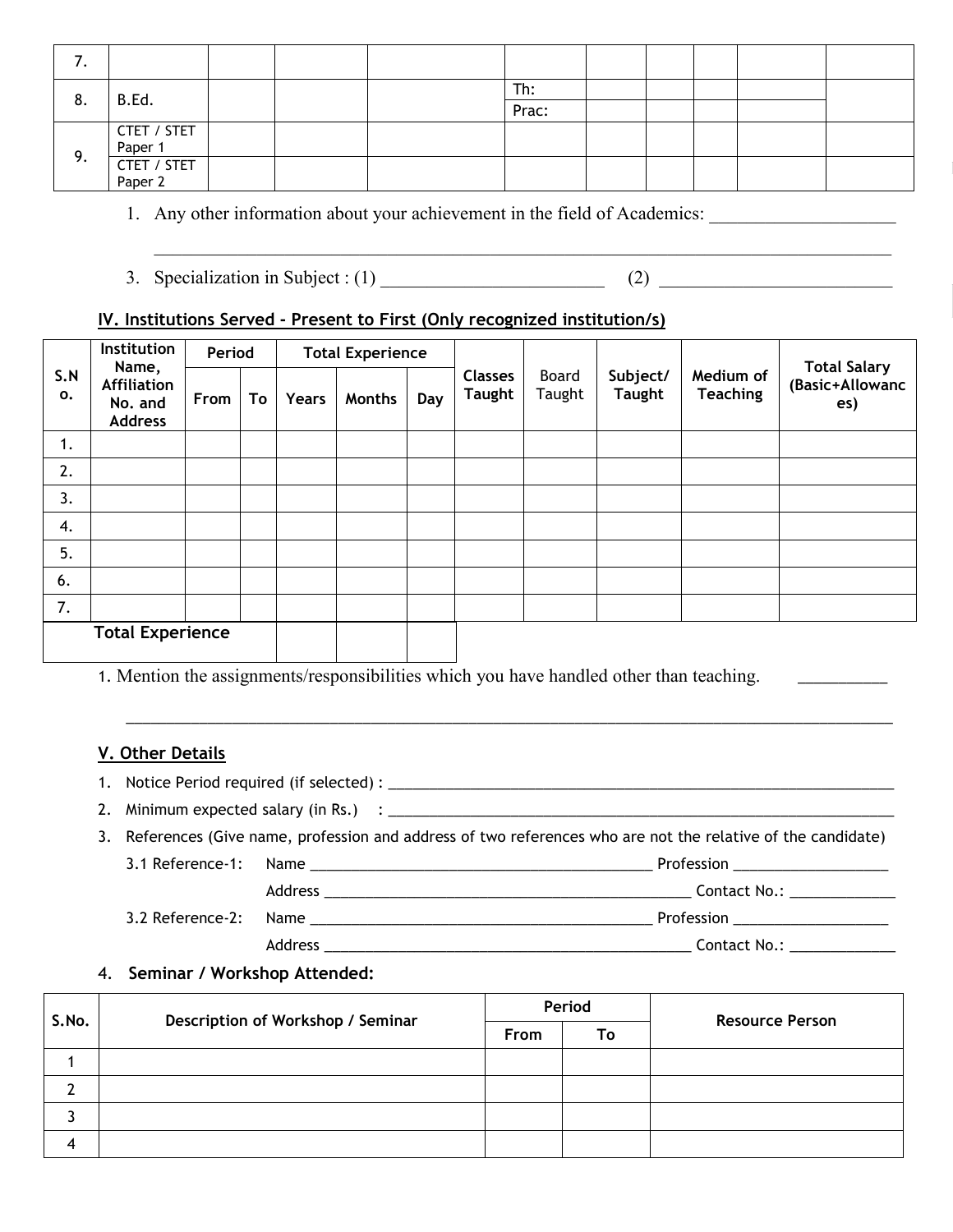| 7. | | | | | | | | | | |
|---|---|---|---|---|---|---|---|---|---|---|
| 8. | B.Ed. | | | | Th: | | | | | |
| | | | | | Prac: | | | | | |
| 9. | CTET / STET Paper 1 | | | | | | | | | |
| | CTET / STET Paper 2 | | | | | | | | | |

1. Any other information about your achievement in the field of Academics: ____________________

 ____________________________________________________________________________________

3. Specialization in Subject : (1) ________________________ (2) ________________________

## IV. Institutions Served - Present to First (Only recognized institution/s)

| S.No. | Institution Name, Affiliation No. and Address | Period | | Total Experience | | | Classes Taught | Board Taught | Subject/ Taught | Medium of Teaching | Total Salary (Basic+Allowances) |
|---|---|---|---|---|---|---|---|---|---|---|---|
| | | From | To | Years | Months | Day | | | | | |
| 1. | | | | | | | | | | | |
| 2. | | | | | | | | | | | |
| 3. | | | | | | | | | | | |
| 4. | | | | | | | | | | | |
| 5. | | | | | | | | | | | |
| 6. | | | | | | | | | | | |
| 7. | | | | | | | | | | | |
| **Total Experience** | | | | | | | | | | | |

1. Mention the assignments/responsibilities which you have handled other than teaching. _________

 ____________________________________________________________________________________

## V. Other Details

1. Notice Period required (if selected) : ____________________________________________
2. Minimum expected salary (in Rs.) : ____________________________________________
3. References (Give name, profession and address of two references who are not the relative of the candidate)
 - 3.1 Reference-1: Name __________________________ Profession ________________
 Address __________________________ Contact No.: ____________
 - 3.2 Reference-2: Name __________________________ Profession ________________
 Address __________________________ Contact No.: ____________
4. **Seminar / Workshop Attended:**

| S.No. | Description of Workshop / Seminar | Period | | Resource Person |
|---|---|---|---|---|
| | | From | To | |
| 1 | | | | |
| 2 | | | | |
| 3 | | | | |
| 4 | | | | |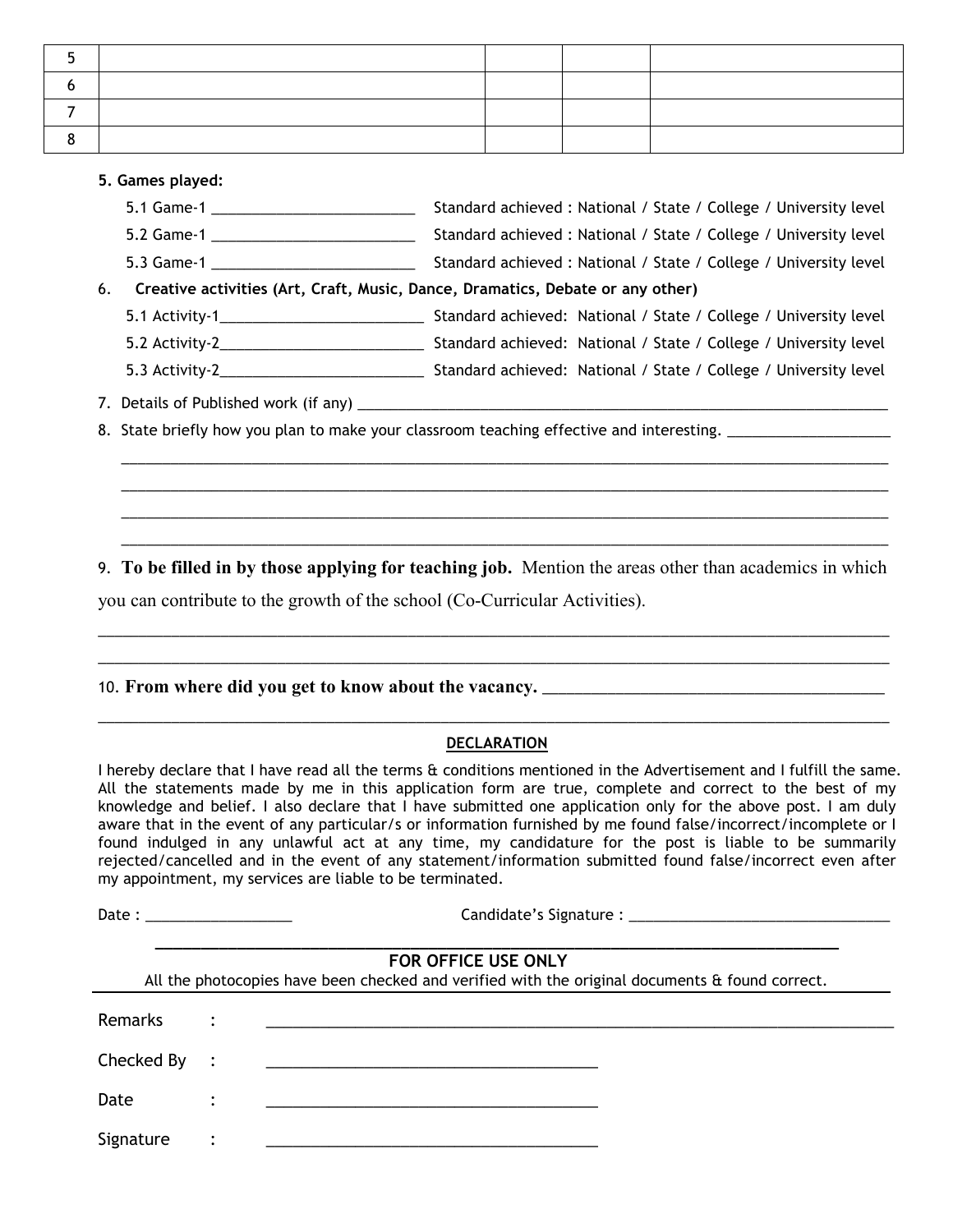| | | | | |
|---|---|---|---|---|
| 5 | | | | |
| 6 | | | | |
| 7 | | | | |
| 8 | | | | |

**5. Games played:**

5.1 Game-1 ________________________ Standard achieved : National / State / College / University level

5.2 Game-1 ________________________ Standard achieved : National / State / College / University level

5.3 Game-1 ________________________ Standard achieved : National / State / College / University level

6. **Creative activities (Art, Craft, Music, Dance, Dramatics, Debate or any other)**

5.1 Activity-1________________________ Standard achieved: National / State / College / University level

5.2 Activity-2________________________ Standard achieved: National / State / College / University level

5.3 Activity-2________________________ Standard achieved: National / State / College / University level

7. Details of Published work (if any) ____________________________________________________________

8. State briefly how you plan to make your classroom teaching effective and interesting. ___________________

____________________________________________________________________________________

____________________________________________________________________________________

____________________________________________________________________________________

____________________________________________________________________________________

9. **To be filled in by those applying for teaching job.** Mention the areas other than academics in which you can contribute to the growth of the school (Co-Curricular Activities).

____________________________________________________________________________________

____________________________________________________________________________________

10. **From where did you get to know about the vacancy.** ____________________________________

____________________________________________________________________________________

**DECLARATION**

I hereby declare that I have read all the terms & conditions mentioned in the Advertisement and I fulfill the same. All the statements made by me in this application form are true, complete and correct to the best of my knowledge and belief. I also declare that I have submitted one application only for the above post. I am duly aware that in the event of any particular/s or information furnished by me found false/incorrect/incomplete or I found indulged in any unlawful act at any time, my candidature for the post is liable to be summarily rejected/cancelled and in the event of any statement/information submitted found false/incorrect even after my appointment, my services are liable to be terminated.

Date : _________________ Candidate's Signature : _______________________________

**FOR OFFICE USE ONLY**

All the photocopies have been checked and verified with the original documents & found correct.

Remarks : ______________________________________________________________________

Checked By : ____________________________________

Date : ____________________________________

Signature : ____________________________________